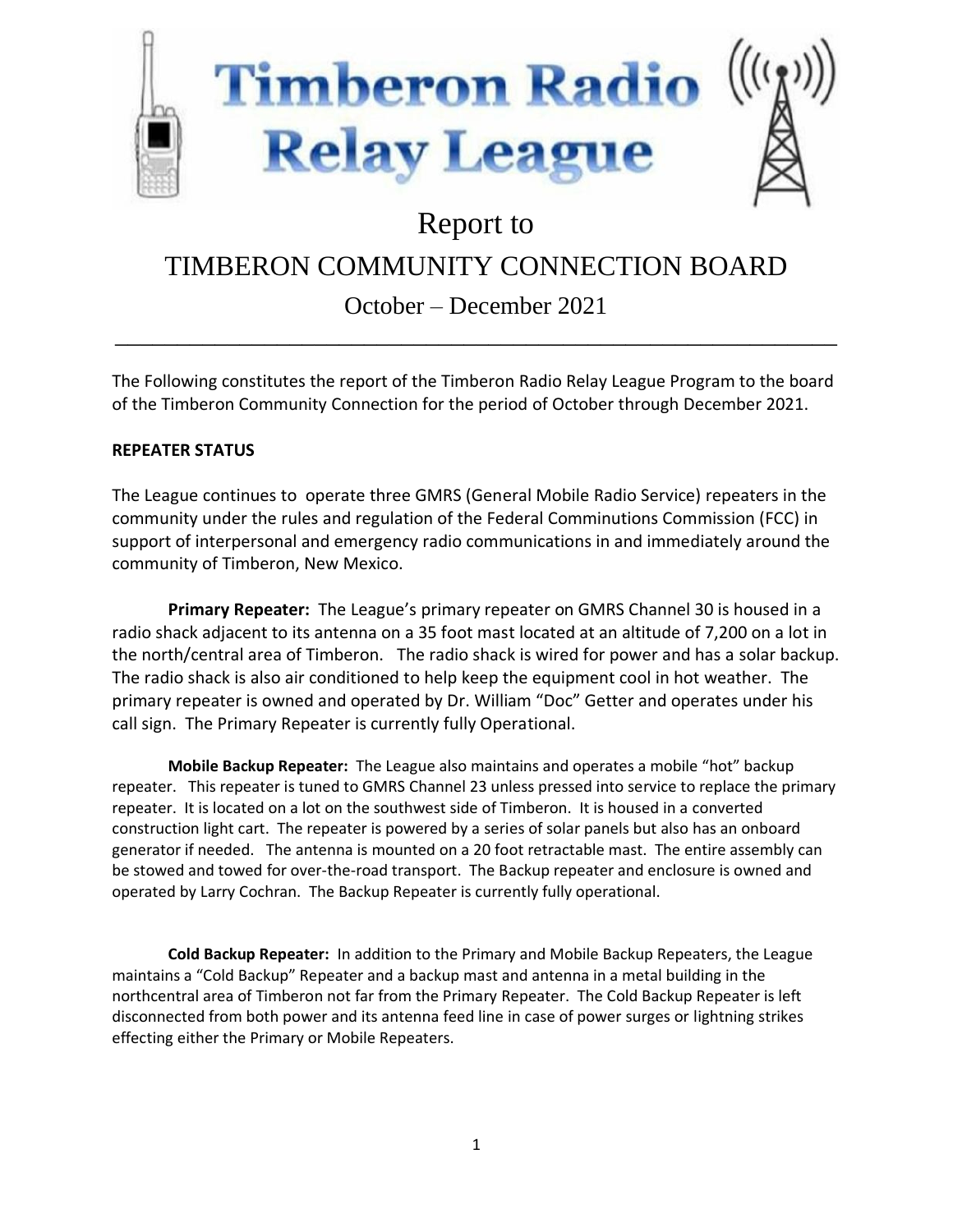# Timberon Radio Relay League

## Report to

## TIMBERON COMMUNITY CONNECTION BOARD

### October – December 2021

---

The Following constitutes the report of the Timberon Radio Relay League Program to the board of the Timberon Community Connection for the period of October through December 2021.

**REPEATER STATUS**

The League continues to operate three GMRS (General Mobile Radio Service) repeaters in the community under the rules and regulation of the Federal Comminutions Commission (FCC) in support of interpersonal and emergency radio communications in and immediately around the community of Timberon, New Mexico.

**Primary Repeater:** The League's primary repeater on GMRS Channel 30 is housed in a radio shack adjacent to its antenna on a 35 foot mast located at an altitude of 7,200 on a lot in the north/central area of Timberon. The radio shack is wired for power and has a solar backup. The radio shack is also air conditioned to help keep the equipment cool in hot weather. The primary repeater is owned and operated by Dr. William "Doc" Getter and operates under his call sign. The Primary Repeater is currently fully Operational.

**Mobile Backup Repeater:** The League also maintains and operates a mobile "hot" backup repeater. This repeater is tuned to GMRS Channel 23 unless pressed into service to replace the primary repeater. It is located on a lot on the southwest side of Timberon. It is housed in a converted construction light cart. The repeater is powered by a series of solar panels but also has an onboard generator if needed. The antenna is mounted on a 20 foot retractable mast. The entire assembly can be stowed and towed for over-the-road transport. The Backup repeater and enclosure is owned and operated by Larry Cochran. The Backup Repeater is currently fully operational.

**Cold Backup Repeater:** In addition to the Primary and Mobile Backup Repeaters, the League maintains a "Cold Backup" Repeater and a backup mast and antenna in a metal building in the northcentral area of Timberon not far from the Primary Repeater. The Cold Backup Repeater is left disconnected from both power and its antenna feed line in case of power surges or lightning strikes effecting either the Primary or Mobile Repeaters.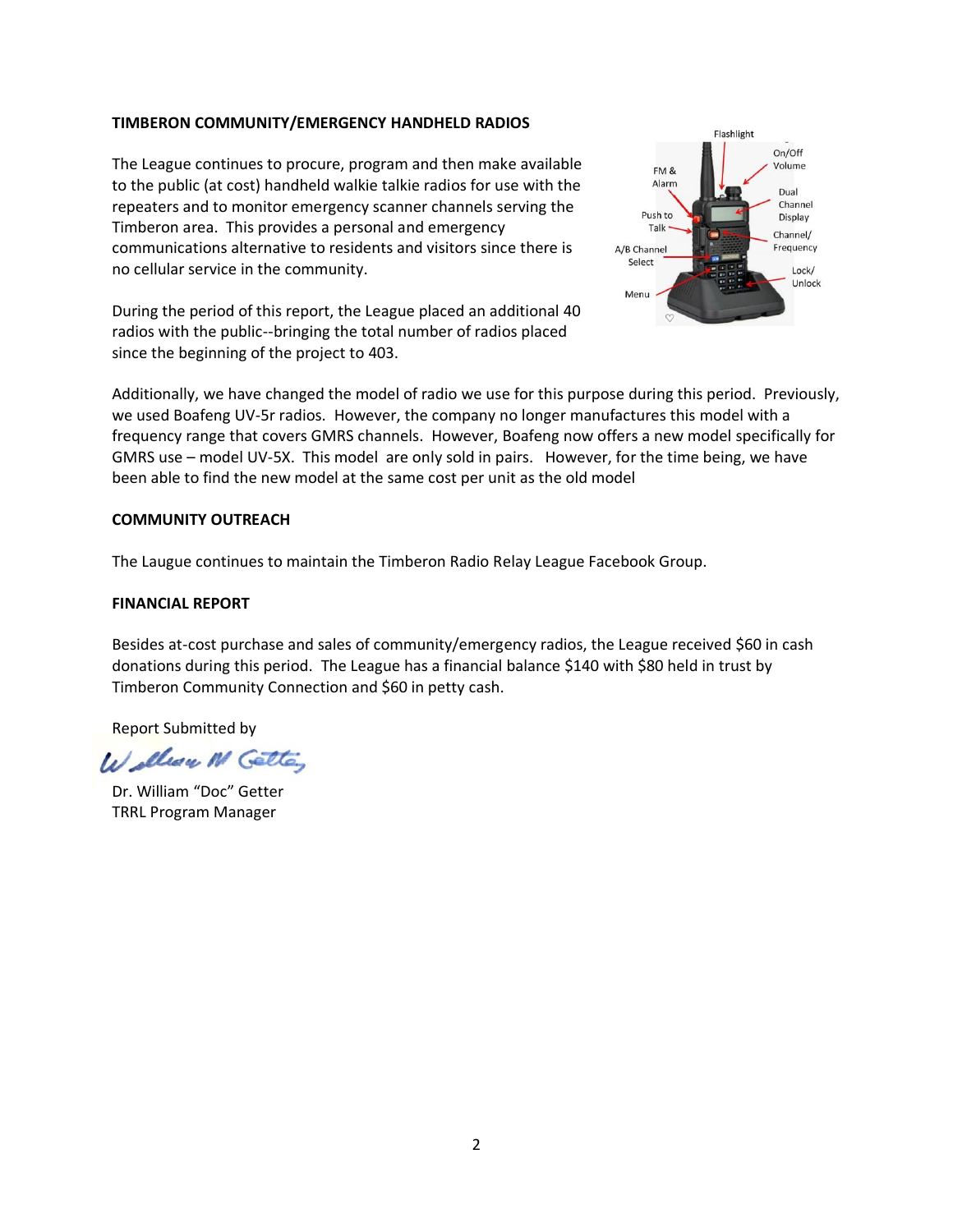**TIMBERON COMMUNITY/EMERGENCY HANDHELD RADIOS**

The League continues to procure, program and then make available to the public (at cost) handheld walkie talkie radios for use with the repeaters and to monitor emergency scanner channels serving the Timberon area. This provides a personal and emergency communications alternative to residents and visitors since there is no cellular service in the community.

Flashlight
On/Off Volume
FM & Alarm
Dual Channel Display
Push to Talk
Channel/ Frequency
A/B Channel Select
Lock/ Unlock
Menu

During the period of this report, the League placed an additional 40 radios with the public--bringing the total number of radios placed since the beginning of the project to 403.

Additionally, we have changed the model of radio we use for this purpose during this period. Previously, we used Boafeng UV-5r radios. However, the company no longer manufactures this model with a frequency range that covers GMRS channels. However, Boafeng now offers a new model specifically for GMRS use – model UV-5X. This model are only sold in pairs. However, for the time being, we have been able to find the new model at the same cost per unit as the old model

**COMMUNITY OUTREACH**

The Laugue continues to maintain the Timberon Radio Relay League Facebook Group.

**FINANCIAL REPORT**

Besides at-cost purchase and sales of community/emergency radios, the League received $60 in cash donations during this period. The League has a financial balance $140 with $80 held in trust by Timberon Community Connection and $60 in petty cash.

Report Submitted by

William M Getter

Dr. William "Doc" Getter
TRRL Program Manager